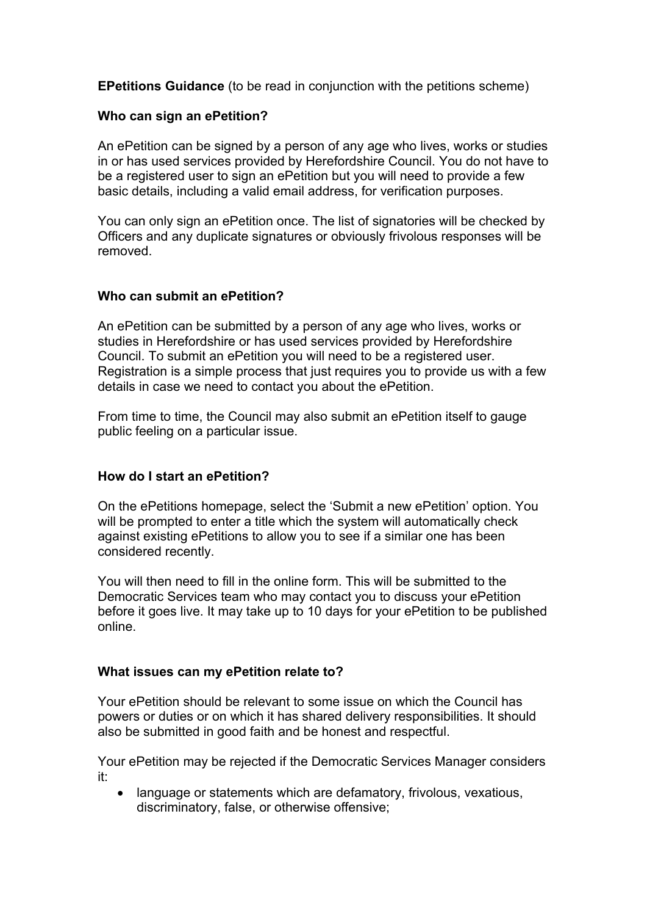**EPetitions Guidance** (to be read in conjunction with the petitions scheme)

**Who can sign an ePetition?**

An ePetition can be signed by a person of any age who lives, works or studies in or has used services provided by Herefordshire Council. You do not have to be a registered user to sign an ePetition but you will need to provide a few basic details, including a valid email address, for verification purposes.

You can only sign an ePetition once. The list of signatories will be checked by Officers and any duplicate signatures or obviously frivolous responses will be removed.

**Who can submit an ePetition?**

An ePetition can be submitted by a person of any age who lives, works or studies in Herefordshire or has used services provided by Herefordshire Council. To submit an ePetition you will need to be a registered user. Registration is a simple process that just requires you to provide us with a few details in case we need to contact you about the ePetition.

From time to time, the Council may also submit an ePetition itself to gauge public feeling on a particular issue.

**How do I start an ePetition?**

On the ePetitions homepage, select the 'Submit a new ePetition' option. You will be prompted to enter a title which the system will automatically check against existing ePetitions to allow you to see if a similar one has been considered recently.

You will then need to fill in the online form. This will be submitted to the Democratic Services team who may contact you to discuss your ePetition before it goes live. It may take up to 10 days for your ePetition to be published online.

**What issues can my ePetition relate to?**

Your ePetition should be relevant to some issue on which the Council has powers or duties or on which it has shared delivery responsibilities. It should also be submitted in good faith and be honest and respectful.

Your ePetition may be rejected if the Democratic Services Manager considers it:

- language or statements which are defamatory, frivolous, vexatious, discriminatory, false, or otherwise offensive;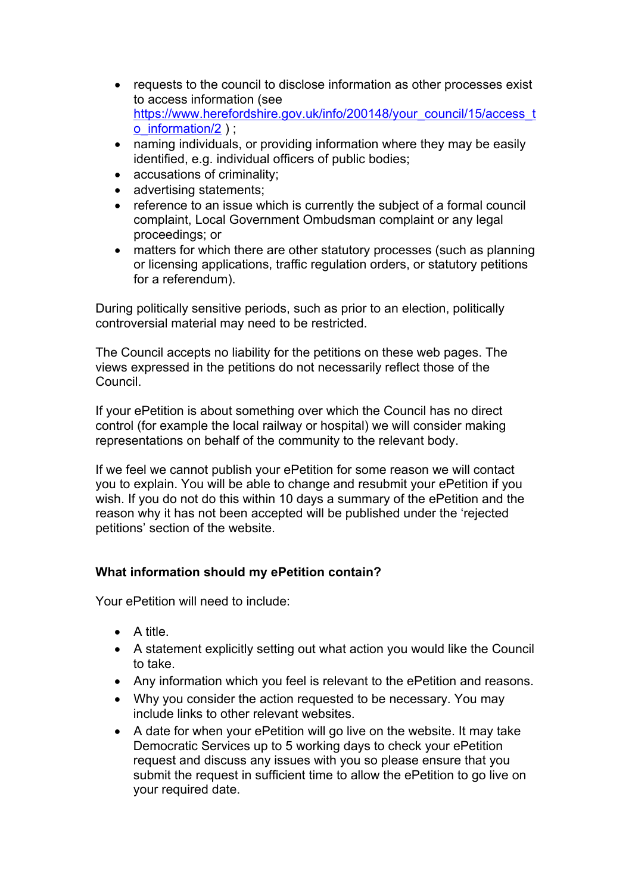- requests to the council to disclose information as other processes exist to access information (see [https://www.herefordshire.gov.uk/info/200148/your_council/15/access_to_information/2](https://www.herefordshire.gov.uk/info/200148/your_council/15/access_to_information/2) ) ;
- naming individuals, or providing information where they may be easily identified, e.g. individual officers of public bodies;
- accusations of criminality;
- advertising statements;
- reference to an issue which is currently the subject of a formal council complaint, Local Government Ombudsman complaint or any legal proceedings; or
- matters for which there are other statutory processes (such as planning or licensing applications, traffic regulation orders, or statutory petitions for a referendum).

During politically sensitive periods, such as prior to an election, politically controversial material may need to be restricted.

The Council accepts no liability for the petitions on these web pages. The views expressed in the petitions do not necessarily reflect those of the Council.

If your ePetition is about something over which the Council has no direct control (for example the local railway or hospital) we will consider making representations on behalf of the community to the relevant body.

If we feel we cannot publish your ePetition for some reason we will contact you to explain. You will be able to change and resubmit your ePetition if you wish. If you do not do this within 10 days a summary of the ePetition and the reason why it has not been accepted will be published under the 'rejected petitions' section of the website.

**What information should my ePetition contain?**

Your ePetition will need to include:

- A title.
- A statement explicitly setting out what action you would like the Council to take.
- Any information which you feel is relevant to the ePetition and reasons.
- Why you consider the action requested to be necessary. You may include links to other relevant websites.
- A date for when your ePetition will go live on the website. It may take Democratic Services up to 5 working days to check your ePetition request and discuss any issues with you so please ensure that you submit the request in sufficient time to allow the ePetition to go live on your required date.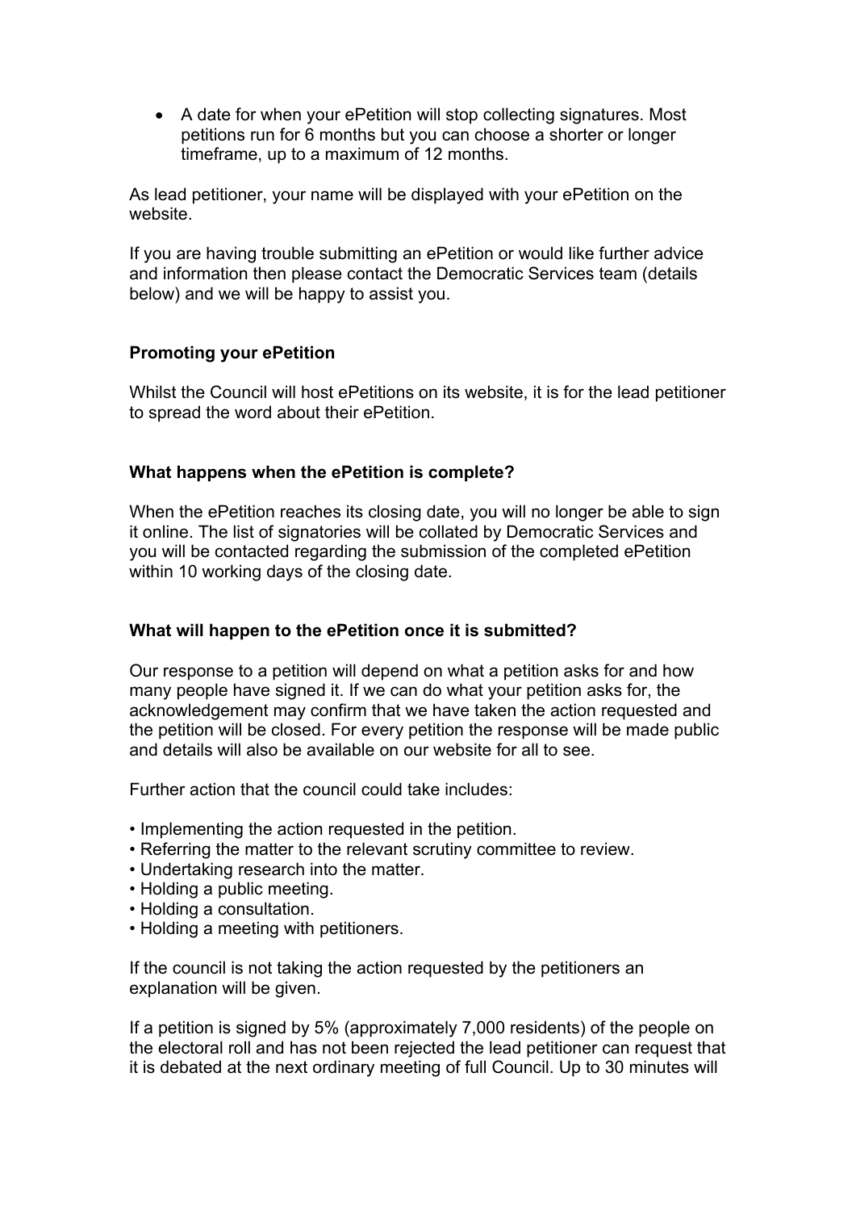- A date for when your ePetition will stop collecting signatures. Most petitions run for 6 months but you can choose a shorter or longer timeframe, up to a maximum of 12 months.

As lead petitioner, your name will be displayed with your ePetition on the website.

If you are having trouble submitting an ePetition or would like further advice and information then please contact the Democratic Services team (details below) and we will be happy to assist you.

**Promoting your ePetition**

Whilst the Council will host ePetitions on its website, it is for the lead petitioner to spread the word about their ePetition.

**What happens when the ePetition is complete?**

When the ePetition reaches its closing date, you will no longer be able to sign it online. The list of signatories will be collated by Democratic Services and you will be contacted regarding the submission of the completed ePetition within 10 working days of the closing date.

**What will happen to the ePetition once it is submitted?**

Our response to a petition will depend on what a petition asks for and how many people have signed it. If we can do what your petition asks for, the acknowledgement may confirm that we have taken the action requested and the petition will be closed. For every petition the response will be made public and details will also be available on our website for all to see.

Further action that the council could take includes:

- Implementing the action requested in the petition.
- Referring the matter to the relevant scrutiny committee to review.
- Undertaking research into the matter.
- Holding a public meeting.
- Holding a consultation.
- Holding a meeting with petitioners.

If the council is not taking the action requested by the petitioners an explanation will be given.

If a petition is signed by 5% (approximately 7,000 residents) of the people on the electoral roll and has not been rejected the lead petitioner can request that it is debated at the next ordinary meeting of full Council. Up to 30 minutes will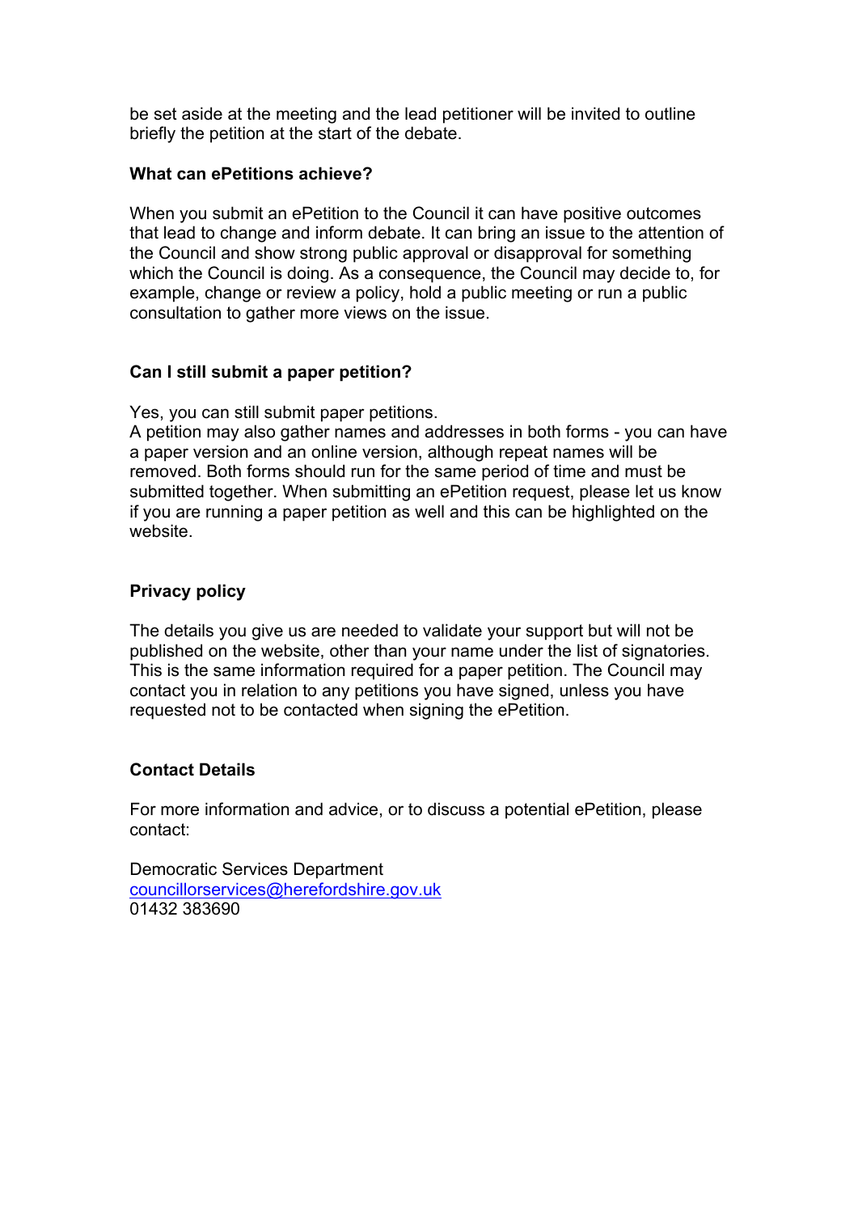be set aside at the meeting and the lead petitioner will be invited to outline briefly the petition at the start of the debate.

**What can ePetitions achieve?**

When you submit an ePetition to the Council it can have positive outcomes that lead to change and inform debate. It can bring an issue to the attention of the Council and show strong public approval or disapproval for something which the Council is doing. As a consequence, the Council may decide to, for example, change or review a policy, hold a public meeting or run a public consultation to gather more views on the issue.

**Can I still submit a paper petition?**

Yes, you can still submit paper petitions.
A petition may also gather names and addresses in both forms - you can have a paper version and an online version, although repeat names will be removed. Both forms should run for the same period of time and must be submitted together. When submitting an ePetition request, please let us know if you are running a paper petition as well and this can be highlighted on the website.

**Privacy policy**

The details you give us are needed to validate your support but will not be published on the website, other than your name under the list of signatories. This is the same information required for a paper petition. The Council may contact you in relation to any petitions you have signed, unless you have requested not to be contacted when signing the ePetition.

**Contact Details**

For more information and advice, or to discuss a potential ePetition, please contact:

Democratic Services Department
councillorservices@herefordshire.gov.uk
01432 383690